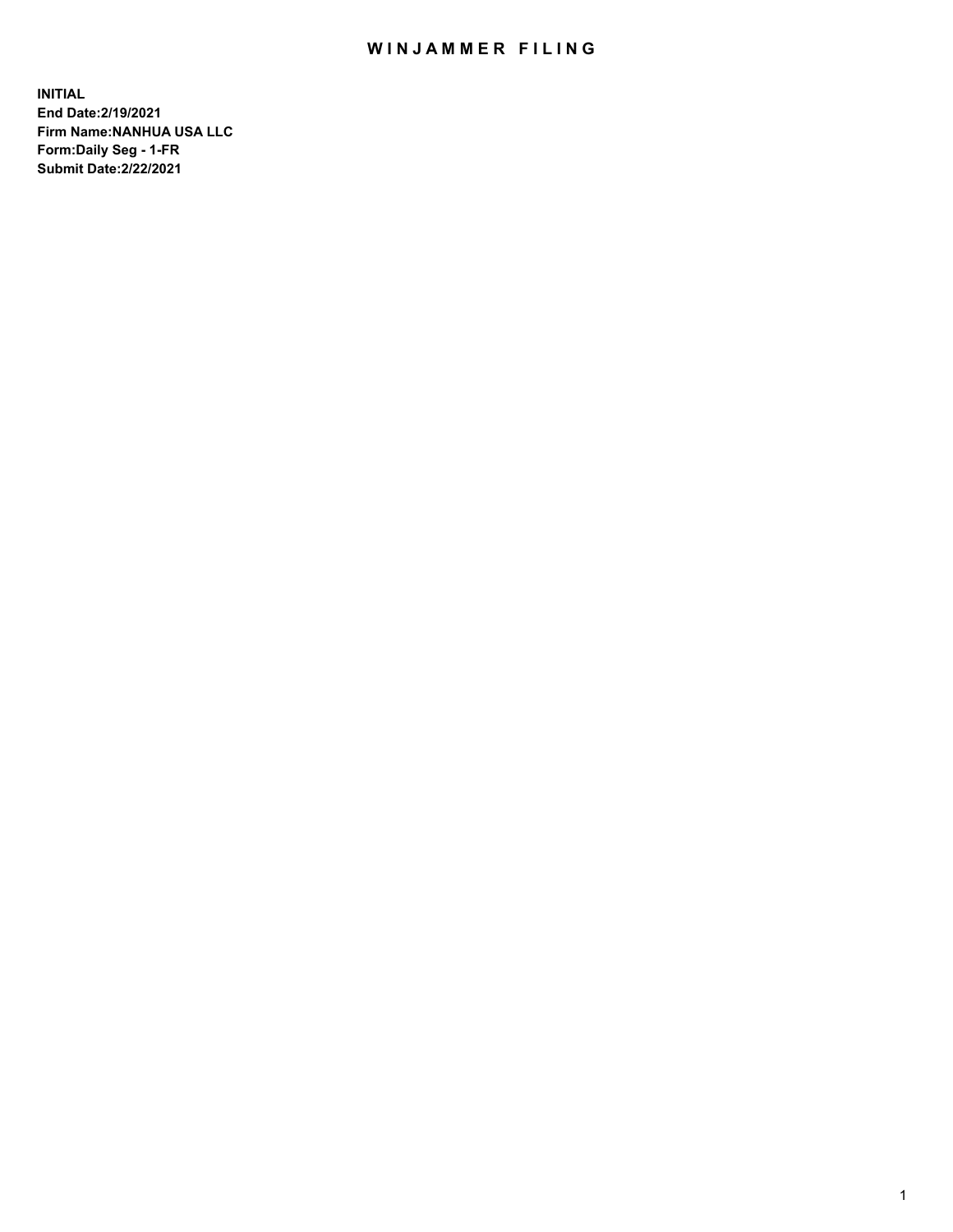# WINJAMMER FILING

**INITIAL**
**End Date:2/19/2021**
**Firm Name:NANHUA USA LLC**
**Form:Daily Seg - 1-FR**
**Submit Date:2/22/2021**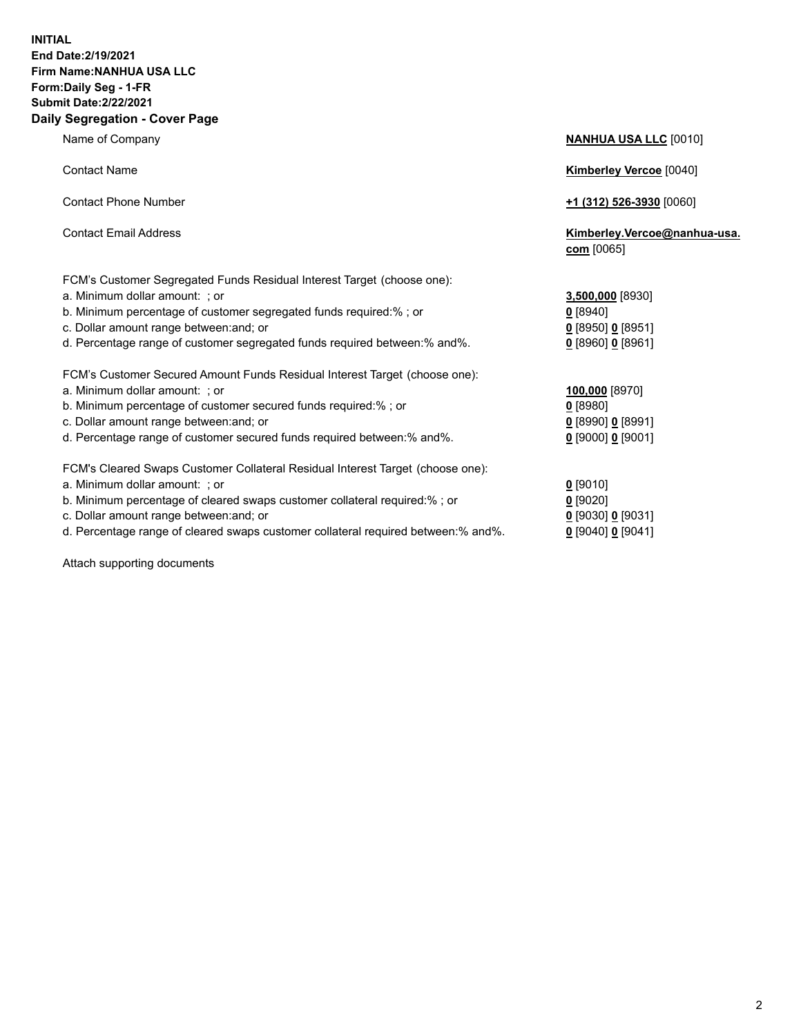**INITIAL**
**End Date:2/19/2021**
**Firm Name:NANHUA USA LLC**
**Form:Daily Seg - 1-FR**
**Submit Date:2/22/2021**

## Daily Segregation - Cover Page

| | |
|---|---|
| Name of Company | **NANHUA USA LLC** [0010] |
| Contact Name | **Kimberley Vercoe** [0040] |
| Contact Phone Number | **+1 (312) 526-3930** [0060] |
| Contact Email Address | **Kimberley.Vercoe@nanhua-usa.com** [0065] |
| FCM's Customer Segregated Funds Residual Interest Target (choose one): | |
| a. Minimum dollar amount: ; or | **3,500,000** [8930] |
| b. Minimum percentage of customer segregated funds required:% ; or | **0** [8940] |
| c. Dollar amount range between:and; or | **0** [8950] **0** [8951] |
| d. Percentage range of customer segregated funds required between:% and%. | **0** [8960] **0** [8961] |
| FCM's Customer Secured Amount Funds Residual Interest Target (choose one): | |
| a. Minimum dollar amount: ; or | **100,000** [8970] |
| b. Minimum percentage of customer secured funds required:% ; or | **0** [8980] |
| c. Dollar amount range between:and; or | **0** [8990] **0** [8991] |
| d. Percentage range of customer secured funds required between:% and%. | **0** [9000] **0** [9001] |
| FCM's Cleared Swaps Customer Collateral Residual Interest Target (choose one): | |
| a. Minimum dollar amount: ; or | **0** [9010] |
| b. Minimum percentage of cleared swaps customer collateral required:% ; or | **0** [9020] |
| c. Dollar amount range between:and; or | **0** [9030] **0** [9031] |
| d. Percentage range of cleared swaps customer collateral required between:% and%. | **0** [9040] **0** [9041] |

Attach supporting documents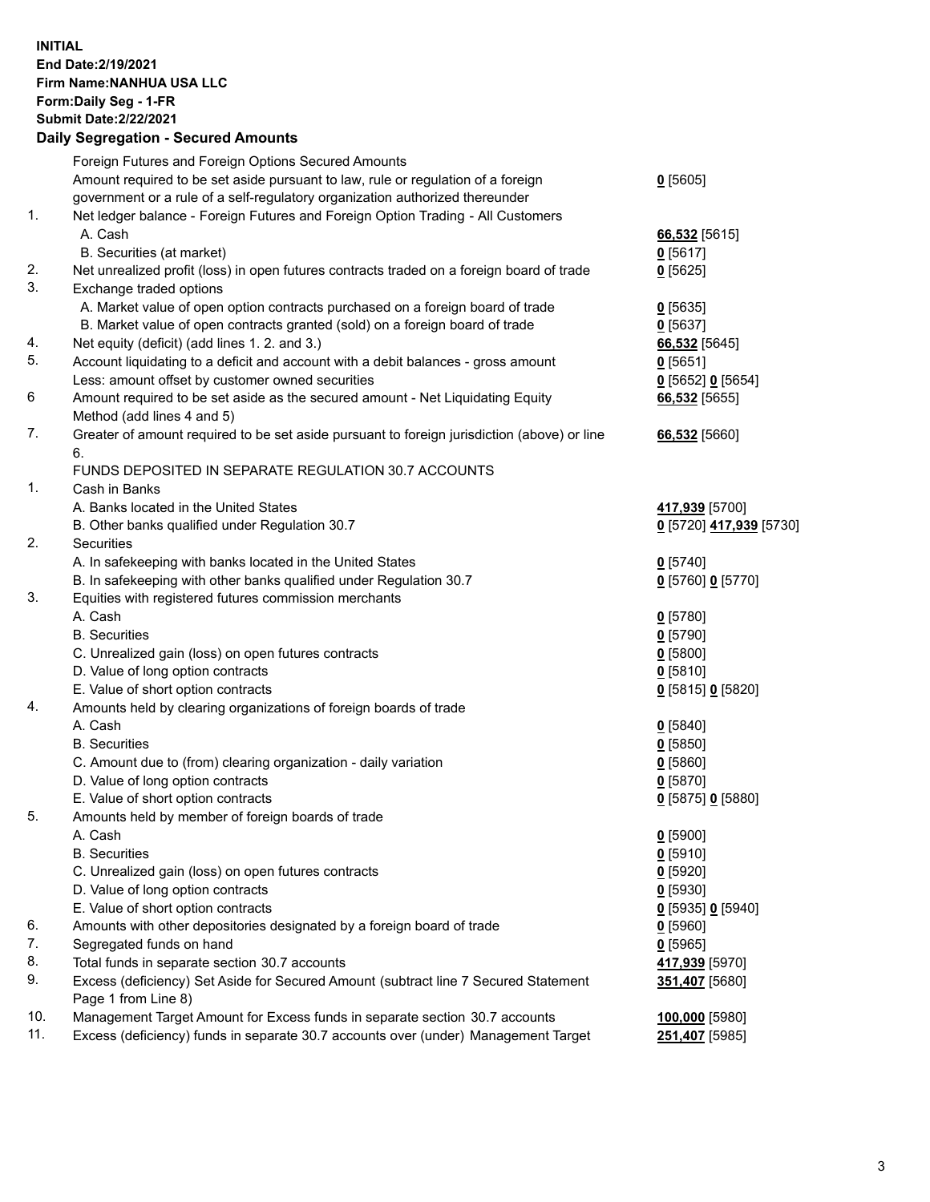**INITIAL**
**End Date:2/19/2021**
**Firm Name:NANHUA USA LLC**
**Form:Daily Seg - 1-FR**
**Submit Date:2/22/2021**

**Daily Segregation - Secured Amounts**

| | | |
|---|---|---|
| | Foreign Futures and Foreign Options Secured Amounts | |
| | Amount required to be set aside pursuant to law, rule or regulation of a foreign government or a rule of a self-regulatory organization authorized thereunder | **0** [5605] |
| 1. | Net ledger balance - Foreign Futures and Foreign Option Trading - All Customers | |
| | A. Cash | **66,532** [5615] |
| | B. Securities (at market) | **0** [5617] |
| 2. | Net unrealized profit (loss) in open futures contracts traded on a foreign board of trade | **0** [5625] |
| 3. | Exchange traded options | |
| | A. Market value of open option contracts purchased on a foreign board of trade | **0** [5635] |
| | B. Market value of open contracts granted (sold) on a foreign board of trade | **0** [5637] |
| 4. | Net equity (deficit) (add lines 1. 2. and 3.) | **66,532** [5645] |
| 5. | Account liquidating to a deficit and account with a debit balances - gross amount | **0** [5651] |
| | Less: amount offset by customer owned securities | **0** [5652] **0** [5654] |
| 6 | Amount required to be set aside as the secured amount - Net Liquidating Equity Method (add lines 4 and 5) | **66,532** [5655] |
| 7. | Greater of amount required to be set aside pursuant to foreign jurisdiction (above) or line 6. | **66,532** [5660] |
| | FUNDS DEPOSITED IN SEPARATE REGULATION 30.7 ACCOUNTS | |
| 1. | Cash in Banks | |
| | A. Banks located in the United States | **417,939** [5700] |
| | B. Other banks qualified under Regulation 30.7 | **0** [5720] **417,939** [5730] |
| 2. | Securities | |
| | A. In safekeeping with banks located in the United States | **0** [5740] |
| | B. In safekeeping with other banks qualified under Regulation 30.7 | **0** [5760] **0** [5770] |
| 3. | Equities with registered futures commission merchants | |
| | A. Cash | **0** [5780] |
| | B. Securities | **0** [5790] |
| | C. Unrealized gain (loss) on open futures contracts | **0** [5800] |
| | D. Value of long option contracts | **0** [5810] |
| | E. Value of short option contracts | **0** [5815] **0** [5820] |
| 4. | Amounts held by clearing organizations of foreign boards of trade | |
| | A. Cash | **0** [5840] |
| | B. Securities | **0** [5850] |
| | C. Amount due to (from) clearing organization - daily variation | **0** [5860] |
| | D. Value of long option contracts | **0** [5870] |
| | E. Value of short option contracts | **0** [5875] **0** [5880] |
| 5. | Amounts held by member of foreign boards of trade | |
| | A. Cash | **0** [5900] |
| | B. Securities | **0** [5910] |
| | C. Unrealized gain (loss) on open futures contracts | **0** [5920] |
| | D. Value of long option contracts | **0** [5930] |
| | E. Value of short option contracts | **0** [5935] **0** [5940] |
| 6. | Amounts with other depositories designated by a foreign board of trade | **0** [5960] |
| 7. | Segregated funds on hand | **0** [5965] |
| 8. | Total funds in separate section 30.7 accounts | **417,939** [5970] |
| 9. | Excess (deficiency) Set Aside for Secured Amount (subtract line 7 Secured Statement Page 1 from Line 8) | **351,407** [5680] |
| 10. | Management Target Amount for Excess funds in separate section 30.7 accounts | **100,000** [5980] |
| 11. | Excess (deficiency) funds in separate 30.7 accounts over (under) Management Target | **251,407** [5985] |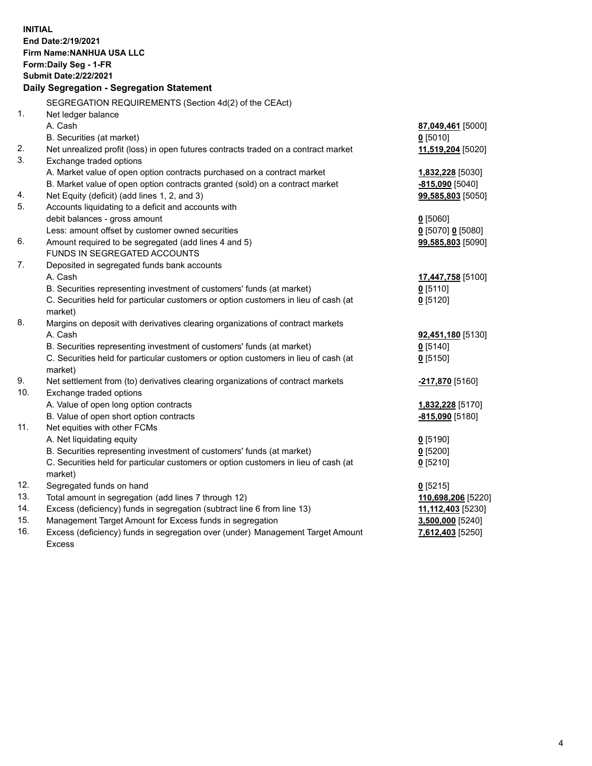**INITIAL**
**End Date:2/19/2021**
**Firm Name:NANHUA USA LLC**
**Form:Daily Seg - 1-FR**
**Submit Date:2/22/2021**

## Daily Segregation - Segregation Statement

| | SEGREGATION REQUIREMENTS (Section 4d(2) of the CEAct) | |
|---|---|---|
| 1. | Net ledger balance | |
| | A. Cash | **87,049,461** [5000] |
| | B. Securities (at market) | **0** [5010] |
| 2. | Net unrealized profit (loss) in open futures contracts traded on a contract market | **11,519,204** [5020] |
| 3. | Exchange traded options | |
| | A. Market value of open option contracts purchased on a contract market | **1,832,228** [5030] |
| | B. Market value of open option contracts granted (sold) on a contract market | **-815,090** [5040] |
| 4. | Net Equity (deficit) (add lines 1, 2, and 3) | **99,585,803** [5050] |
| 5. | Accounts liquidating to a deficit and accounts with debit balances - gross amount | **0** [5060] |
| | Less: amount offset by customer owned securities | **0** [5070] **0** [5080] |
| 6. | Amount required to be segregated (add lines 4 and 5) | **99,585,803** [5090] |
| | FUNDS IN SEGREGATED ACCOUNTS | |
| 7. | Deposited in segregated funds bank accounts | |
| | A. Cash | **17,447,758** [5100] |
| | B. Securities representing investment of customers' funds (at market) | **0** [5110] |
| | C. Securities held for particular customers or option customers in lieu of cash (at market) | **0** [5120] |
| 8. | Margins on deposit with derivatives clearing organizations of contract markets | |
| | A. Cash | **92,451,180** [5130] |
| | B. Securities representing investment of customers' funds (at market) | **0** [5140] |
| | C. Securities held for particular customers or option customers in lieu of cash (at market) | **0** [5150] |
| 9. | Net settlement from (to) derivatives clearing organizations of contract markets | **-217,870** [5160] |
| 10. | Exchange traded options | |
| | A. Value of open long option contracts | **1,832,228** [5170] |
| | B. Value of open short option contracts | **-815,090** [5180] |
| 11. | Net equities with other FCMs | |
| | A. Net liquidating equity | **0** [5190] |
| | B. Securities representing investment of customers' funds (at market) | **0** [5200] |
| | C. Securities held for particular customers or option customers in lieu of cash (at market) | **0** [5210] |
| 12. | Segregated funds on hand | **0** [5215] |
| 13. | Total amount in segregation (add lines 7 through 12) | **110,698,206** [5220] |
| 14. | Excess (deficiency) funds in segregation (subtract line 6 from line 13) | **11,112,403** [5230] |
| 15. | Management Target Amount for Excess funds in segregation | **3,500,000** [5240] |
| 16. | Excess (deficiency) funds in segregation over (under) Management Target Amount Excess | **7,612,403** [5250] |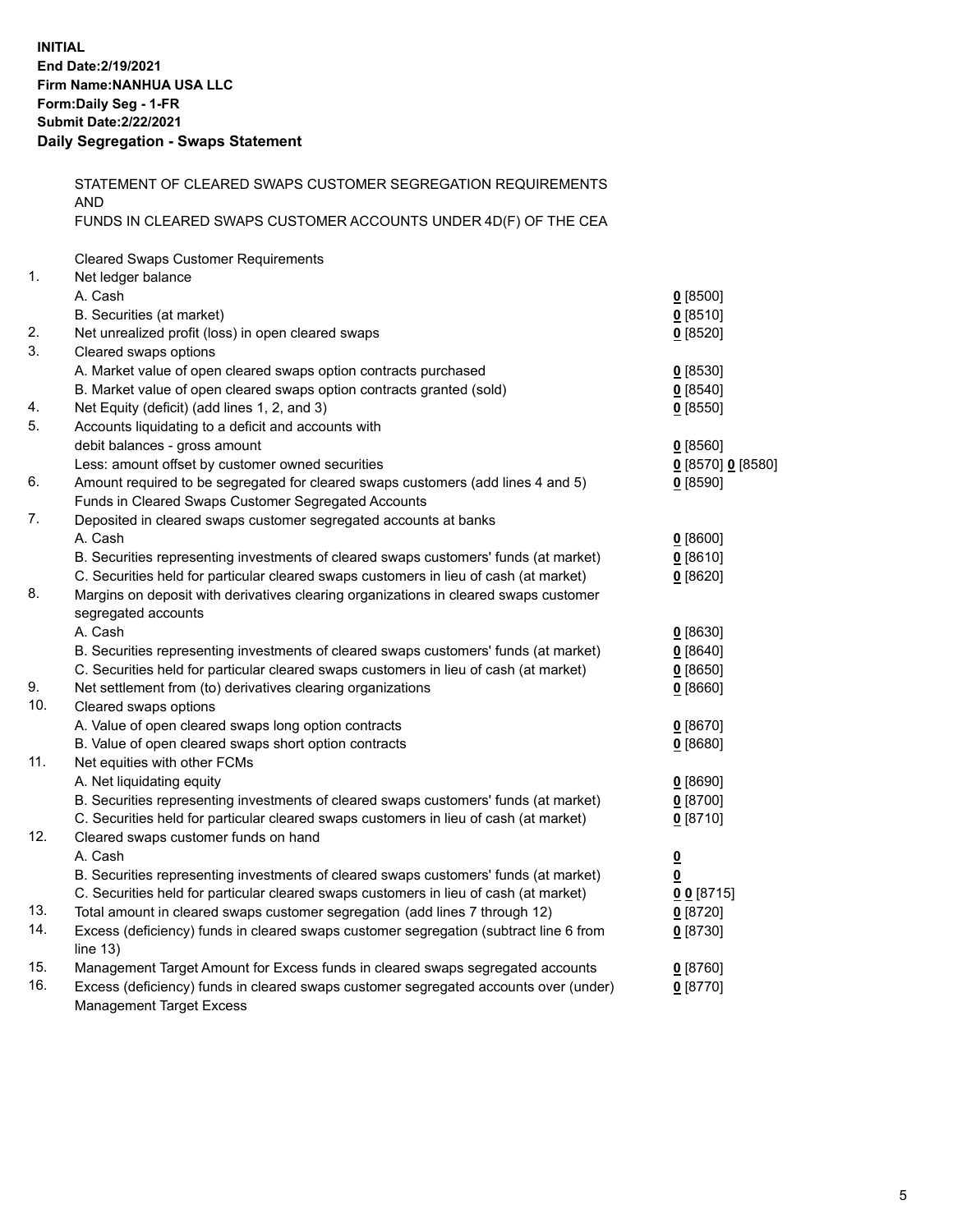**INITIAL**
**End Date:2/19/2021**
**Firm Name:NANHUA USA LLC**
**Form:Daily Seg - 1-FR**
**Submit Date:2/22/2021**
**Daily Segregation - Swaps Statement**

STATEMENT OF CLEARED SWAPS CUSTOMER SEGREGATION REQUIREMENTS AND
FUNDS IN CLEARED SWAPS CUSTOMER ACCOUNTS UNDER 4D(F) OF THE CEA

| | | |
|---|---|---|
| | Cleared Swaps Customer Requirements | |
| 1. | Net ledger balance | |
| | A. Cash | 0 [8500] |
| | B. Securities (at market) | 0 [8510] |
| 2. | Net unrealized profit (loss) in open cleared swaps | 0 [8520] |
| 3. | Cleared swaps options | |
| | A. Market value of open cleared swaps option contracts purchased | 0 [8530] |
| | B. Market value of open cleared swaps option contracts granted (sold) | 0 [8540] |
| 4. | Net Equity (deficit) (add lines 1, 2, and 3) | 0 [8550] |
| 5. | Accounts liquidating to a deficit and accounts with debit balances - gross amount | 0 [8560] |
| | Less: amount offset by customer owned securities | 0 [8570] 0 [8580] |
| 6. | Amount required to be segregated for cleared swaps customers (add lines 4 and 5) | 0 [8590] |
| | Funds in Cleared Swaps Customer Segregated Accounts | |
| 7. | Deposited in cleared swaps customer segregated accounts at banks | |
| | A. Cash | 0 [8600] |
| | B. Securities representing investments of cleared swaps customers' funds (at market) | 0 [8610] |
| | C. Securities held for particular cleared swaps customers in lieu of cash (at market) | 0 [8620] |
| 8. | Margins on deposit with derivatives clearing organizations in cleared swaps customer segregated accounts | |
| | A. Cash | 0 [8630] |
| | B. Securities representing investments of cleared swaps customers' funds (at market) | 0 [8640] |
| | C. Securities held for particular cleared swaps customers in lieu of cash (at market) | 0 [8650] |
| 9. | Net settlement from (to) derivatives clearing organizations | 0 [8660] |
| 10. | Cleared swaps options | |
| | A. Value of open cleared swaps long option contracts | 0 [8670] |
| | B. Value of open cleared swaps short option contracts | 0 [8680] |
| 11. | Net equities with other FCMs | |
| | A. Net liquidating equity | 0 [8690] |
| | B. Securities representing investments of cleared swaps customers' funds (at market) | 0 [8700] |
| | C. Securities held for particular cleared swaps customers in lieu of cash (at market) | 0 [8710] |
| 12. | Cleared swaps customer funds on hand | |
| | A. Cash | 0 |
| | B. Securities representing investments of cleared swaps customers' funds (at market) | 0 |
| | C. Securities held for particular cleared swaps customers in lieu of cash (at market) | 0 0 [8715] |
| 13. | Total amount in cleared swaps customer segregation (add lines 7 through 12) | 0 [8720] |
| 14. | Excess (deficiency) funds in cleared swaps customer segregation (subtract line 6 from line 13) | 0 [8730] |
| 15. | Management Target Amount for Excess funds in cleared swaps segregated accounts | 0 [8760] |
| 16. | Excess (deficiency) funds in cleared swaps customer segregated accounts over (under) Management Target Excess | 0 [8770] |